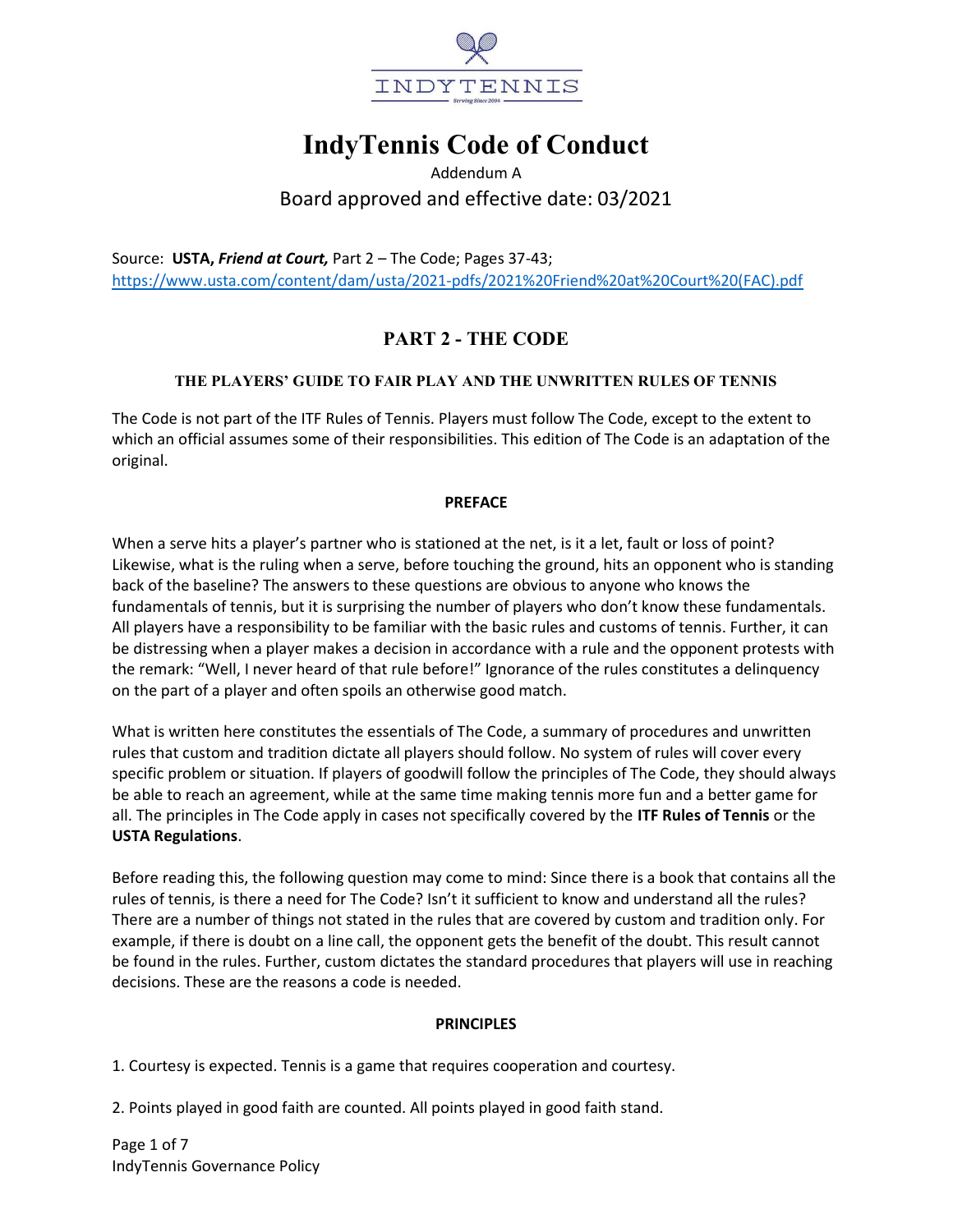INDYTENNIS

Serving Since 2004

# IndyTennis Code of Conduct

Addendum A

Board approved and effective date: 03/2021

Source: **USTA, *Friend at Court,*** Part 2 – The Code; Pages 37-43; https://www.usta.com/content/dam/usta/2021-pdfs/2021%20Friend%20at%20Court%20(FAC).pdf

## PART 2 - THE CODE

### THE PLAYERS' GUIDE TO FAIR PLAY AND THE UNWRITTEN RULES OF TENNIS

The Code is not part of the ITF Rules of Tennis. Players must follow The Code, except to the extent to which an official assumes some of their responsibilities. This edition of The Code is an adaptation of the original.

#### PREFACE

When a serve hits a player's partner who is stationed at the net, is it a let, fault or loss of point? Likewise, what is the ruling when a serve, before touching the ground, hits an opponent who is standing back of the baseline? The answers to these questions are obvious to anyone who knows the fundamentals of tennis, but it is surprising the number of players who don't know these fundamentals. All players have a responsibility to be familiar with the basic rules and customs of tennis. Further, it can be distressing when a player makes a decision in accordance with a rule and the opponent protests with the remark: "Well, I never heard of that rule before!" Ignorance of the rules constitutes a delinquency on the part of a player and often spoils an otherwise good match.

What is written here constitutes the essentials of The Code, a summary of procedures and unwritten rules that custom and tradition dictate all players should follow. No system of rules will cover every specific problem or situation. If players of goodwill follow the principles of The Code, they should always be able to reach an agreement, while at the same time making tennis more fun and a better game for all. The principles in The Code apply in cases not specifically covered by the **ITF Rules of Tennis** or the **USTA Regulations**.

Before reading this, the following question may come to mind: Since there is a book that contains all the rules of tennis, is there a need for The Code? Isn't it sufficient to know and understand all the rules? There are a number of things not stated in the rules that are covered by custom and tradition only. For example, if there is doubt on a line call, the opponent gets the benefit of the doubt. This result cannot be found in the rules. Further, custom dictates the standard procedures that players will use in reaching decisions. These are the reasons a code is needed.

#### PRINCIPLES

1. Courtesy is expected. Tennis is a game that requires cooperation and courtesy.

2. Points played in good faith are counted. All points played in good faith stand.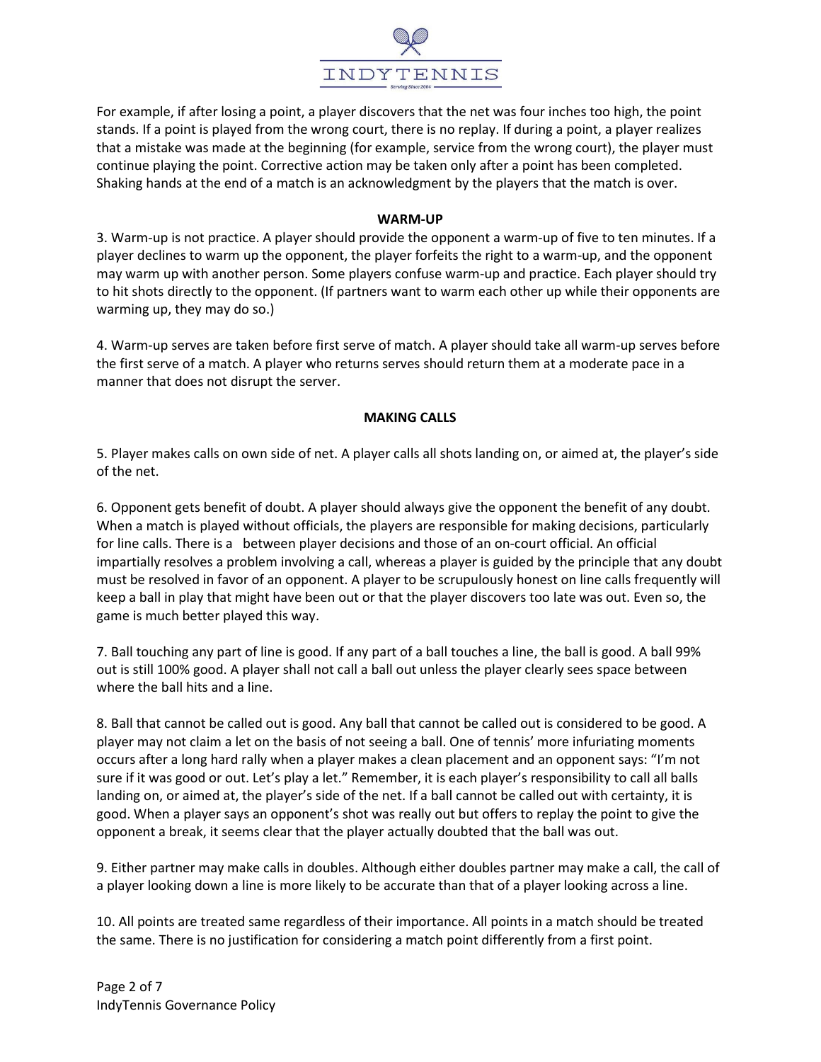For example, if after losing a point, a player discovers that the net was four inches too high, the point stands. If a point is played from the wrong court, there is no replay. If during a point, a player realizes that a mistake was made at the beginning (for example, service from the wrong court), the player must continue playing the point. Corrective action may be taken only after a point has been completed. Shaking hands at the end of a match is an acknowledgment by the players that the match is over.

**WARM-UP**

3. Warm-up is not practice. A player should provide the opponent a warm-up of five to ten minutes. If a player declines to warm up the opponent, the player forfeits the right to a warm-up, and the opponent may warm up with another person. Some players confuse warm-up and practice. Each player should try to hit shots directly to the opponent. (If partners want to warm each other up while their opponents are warming up, they may do so.)

4. Warm-up serves are taken before first serve of match. A player should take all warm-up serves before the first serve of a match. A player who returns serves should return them at a moderate pace in a manner that does not disrupt the server.

**MAKING CALLS**

5. Player makes calls on own side of net. A player calls all shots landing on, or aimed at, the player's side of the net.

6. Opponent gets benefit of doubt. A player should always give the opponent the benefit of any doubt. When a match is played without officials, the players are responsible for making decisions, particularly for line calls. There is a   between player decisions and those of an on-court official. An official impartially resolves a problem involving a call, whereas a player is guided by the principle that any doubt must be resolved in favor of an opponent. A player to be scrupulously honest on line calls frequently will keep a ball in play that might have been out or that the player discovers too late was out. Even so, the game is much better played this way.

7. Ball touching any part of line is good. If any part of a ball touches a line, the ball is good. A ball 99% out is still 100% good. A player shall not call a ball out unless the player clearly sees space between where the ball hits and a line.

8. Ball that cannot be called out is good. Any ball that cannot be called out is considered to be good. A player may not claim a let on the basis of not seeing a ball. One of tennis' more infuriating moments occurs after a long hard rally when a player makes a clean placement and an opponent says: "I'm not sure if it was good or out. Let's play a let." Remember, it is each player's responsibility to call all balls landing on, or aimed at, the player's side of the net. If a ball cannot be called out with certainty, it is good. When a player says an opponent's shot was really out but offers to replay the point to give the opponent a break, it seems clear that the player actually doubted that the ball was out.

9. Either partner may make calls in doubles. Although either doubles partner may make a call, the call of a player looking down a line is more likely to be accurate than that of a player looking across a line.

10. All points are treated same regardless of their importance. All points in a match should be treated the same. There is no justification for considering a match point differently from a first point.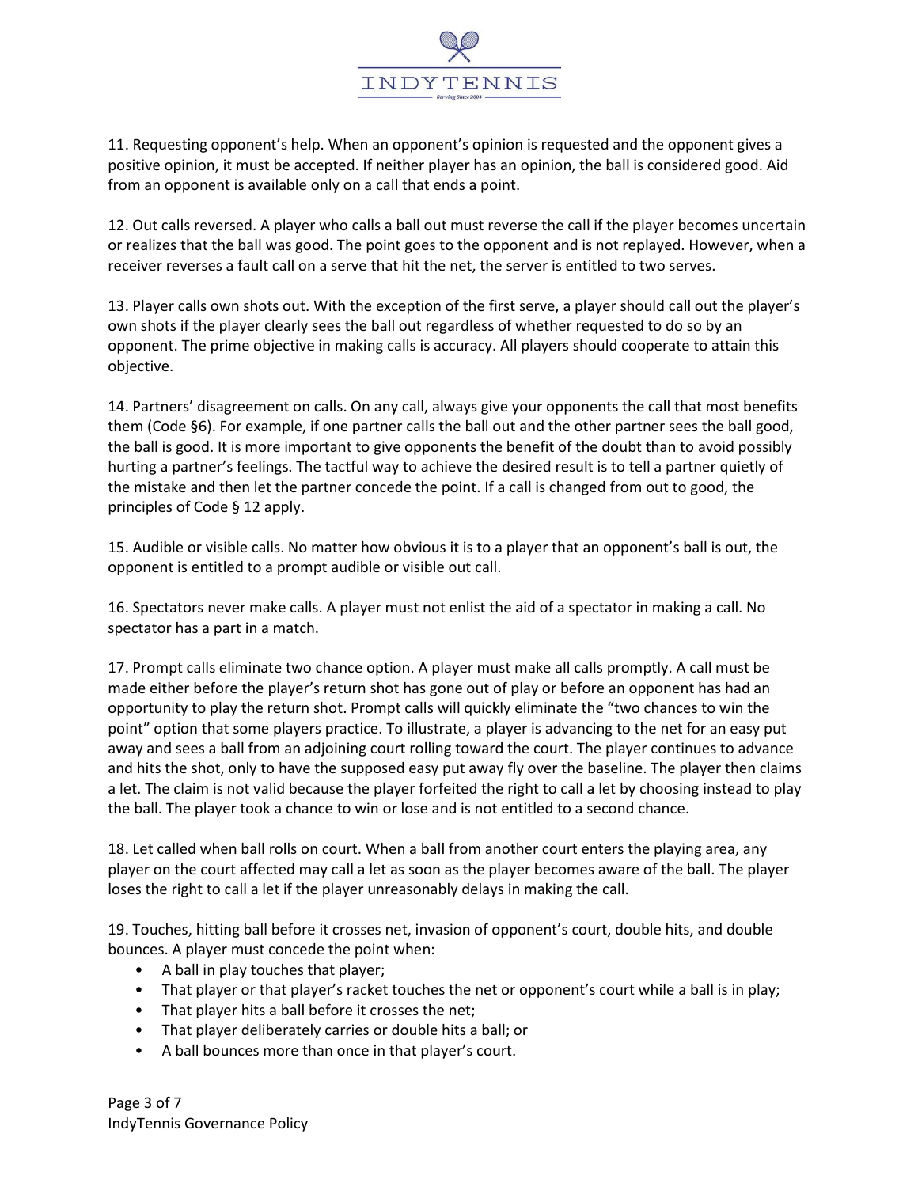11. Requesting opponent's help. When an opponent's opinion is requested and the opponent gives a positive opinion, it must be accepted. If neither player has an opinion, the ball is considered good. Aid from an opponent is available only on a call that ends a point.

12. Out calls reversed. A player who calls a ball out must reverse the call if the player becomes uncertain or realizes that the ball was good. The point goes to the opponent and is not replayed. However, when a receiver reverses a fault call on a serve that hit the net, the server is entitled to two serves.

13. Player calls own shots out. With the exception of the first serve, a player should call out the player's own shots if the player clearly sees the ball out regardless of whether requested to do so by an opponent. The prime objective in making calls is accuracy. All players should cooperate to attain this objective.

14. Partners' disagreement on calls. On any call, always give your opponents the call that most benefits them (Code §6). For example, if one partner calls the ball out and the other partner sees the ball good, the ball is good. It is more important to give opponents the benefit of the doubt than to avoid possibly hurting a partner's feelings. The tactful way to achieve the desired result is to tell a partner quietly of the mistake and then let the partner concede the point. If a call is changed from out to good, the principles of Code § 12 apply.

15. Audible or visible calls. No matter how obvious it is to a player that an opponent's ball is out, the opponent is entitled to a prompt audible or visible out call.

16. Spectators never make calls. A player must not enlist the aid of a spectator in making a call. No spectator has a part in a match.

17. Prompt calls eliminate two chance option. A player must make all calls promptly. A call must be made either before the player's return shot has gone out of play or before an opponent has had an opportunity to play the return shot. Prompt calls will quickly eliminate the "two chances to win the point" option that some players practice. To illustrate, a player is advancing to the net for an easy put away and sees a ball from an adjoining court rolling toward the court. The player continues to advance and hits the shot, only to have the supposed easy put away fly over the baseline. The player then claims a let. The claim is not valid because the player forfeited the right to call a let by choosing instead to play the ball. The player took a chance to win or lose and is not entitled to a second chance.

18. Let called when ball rolls on court. When a ball from another court enters the playing area, any player on the court affected may call a let as soon as the player becomes aware of the ball. The player loses the right to call a let if the player unreasonably delays in making the call.

19. Touches, hitting ball before it crosses net, invasion of opponent's court, double hits, and double bounces. A player must concede the point when:

- A ball in play touches that player;
- That player or that player's racket touches the net or opponent's court while a ball is in play;
- That player hits a ball before it crosses the net;
- That player deliberately carries or double hits a ball; or
- A ball bounces more than once in that player's court.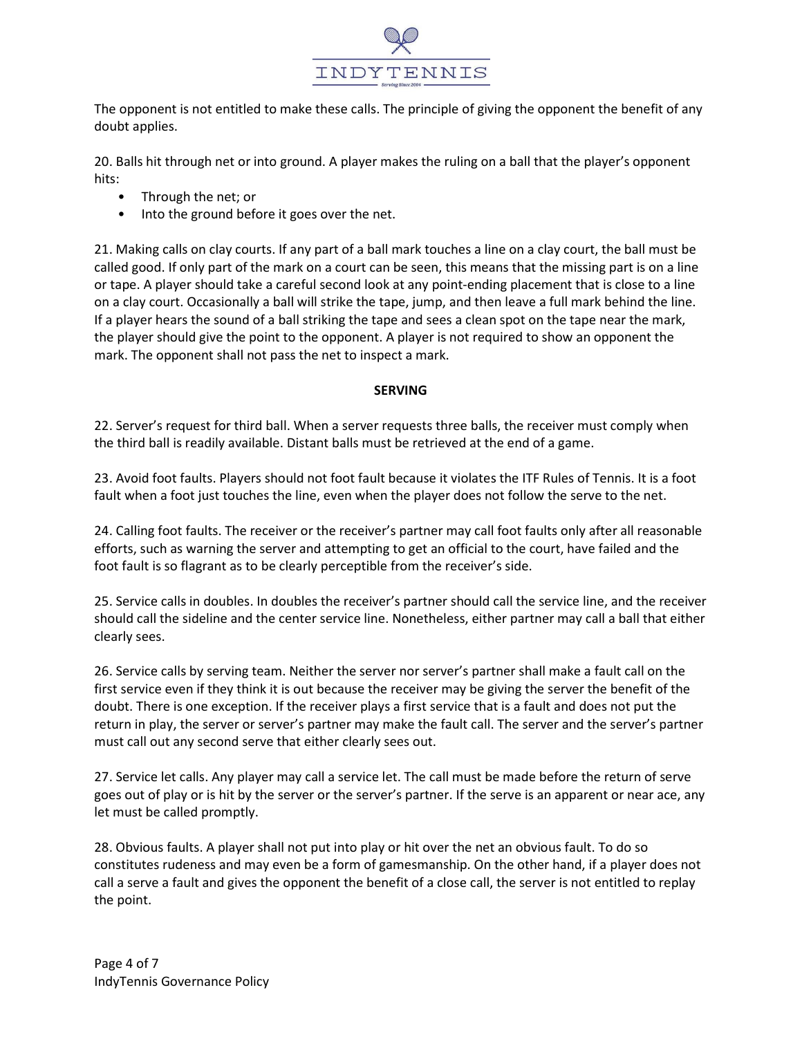The opponent is not entitled to make these calls. The principle of giving the opponent the benefit of any doubt applies.

20. Balls hit through net or into ground. A player makes the ruling on a ball that the player's opponent hits:

- Through the net; or
- Into the ground before it goes over the net.

21. Making calls on clay courts. If any part of a ball mark touches a line on a clay court, the ball must be called good. If only part of the mark on a court can be seen, this means that the missing part is on a line or tape. A player should take a careful second look at any point-ending placement that is close to a line on a clay court. Occasionally a ball will strike the tape, jump, and then leave a full mark behind the line. If a player hears the sound of a ball striking the tape and sees a clean spot on the tape near the mark, the player should give the point to the opponent. A player is not required to show an opponent the mark. The opponent shall not pass the net to inspect a mark.

## SERVING

22. Server's request for third ball. When a server requests three balls, the receiver must comply when the third ball is readily available. Distant balls must be retrieved at the end of a game.

23. Avoid foot faults. Players should not foot fault because it violates the ITF Rules of Tennis. It is a foot fault when a foot just touches the line, even when the player does not follow the serve to the net.

24. Calling foot faults. The receiver or the receiver's partner may call foot faults only after all reasonable efforts, such as warning the server and attempting to get an official to the court, have failed and the foot fault is so flagrant as to be clearly perceptible from the receiver's side.

25. Service calls in doubles. In doubles the receiver's partner should call the service line, and the receiver should call the sideline and the center service line. Nonetheless, either partner may call a ball that either clearly sees.

26. Service calls by serving team. Neither the server nor server's partner shall make a fault call on the first service even if they think it is out because the receiver may be giving the server the benefit of the doubt. There is one exception. If the receiver plays a first service that is a fault and does not put the return in play, the server or server's partner may make the fault call. The server and the server's partner must call out any second serve that either clearly sees out.

27. Service let calls. Any player may call a service let. The call must be made before the return of serve goes out of play or is hit by the server or the server's partner. If the serve is an apparent or near ace, any let must be called promptly.

28. Obvious faults. A player shall not put into play or hit over the net an obvious fault. To do so constitutes rudeness and may even be a form of gamesmanship. On the other hand, if a player does not call a serve a fault and gives the opponent the benefit of a close call, the server is not entitled to replay the point.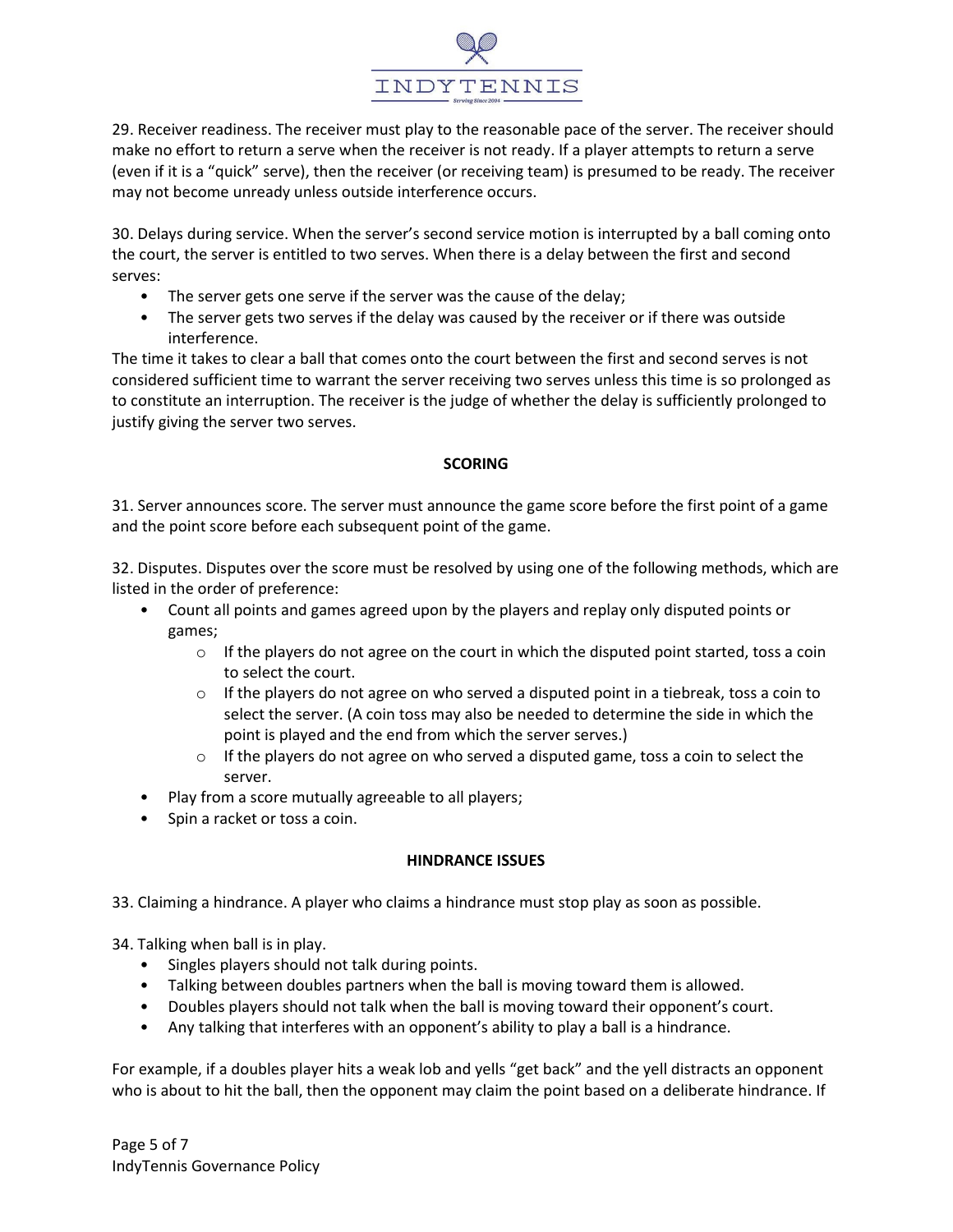29. Receiver readiness. The receiver must play to the reasonable pace of the server. The receiver should make no effort to return a serve when the receiver is not ready. If a player attempts to return a serve (even if it is a "quick" serve), then the receiver (or receiving team) is presumed to be ready. The receiver may not become unready unless outside interference occurs.

30. Delays during service. When the server's second service motion is interrupted by a ball coming onto the court, the server is entitled to two serves. When there is a delay between the first and second serves:

- The server gets one serve if the server was the cause of the delay;
- The server gets two serves if the delay was caused by the receiver or if there was outside interference.

The time it takes to clear a ball that comes onto the court between the first and second serves is not considered sufficient time to warrant the server receiving two serves unless this time is so prolonged as to constitute an interruption. The receiver is the judge of whether the delay is sufficiently prolonged to justify giving the server two serves.

## SCORING

31. Server announces score. The server must announce the game score before the first point of a game and the point score before each subsequent point of the game.

32. Disputes. Disputes over the score must be resolved by using one of the following methods, which are listed in the order of preference:

- Count all points and games agreed upon by the players and replay only disputed points or games;
    - If the players do not agree on the court in which the disputed point started, toss a coin to select the court.
    - If the players do not agree on who served a disputed point in a tiebreak, toss a coin to select the server. (A coin toss may also be needed to determine the side in which the point is played and the end from which the server serves.)
    - If the players do not agree on who served a disputed game, toss a coin to select the server.
- Play from a score mutually agreeable to all players;
- Spin a racket or toss a coin.

## HINDRANCE ISSUES

33. Claiming a hindrance. A player who claims a hindrance must stop play as soon as possible.

34. Talking when ball is in play.

- Singles players should not talk during points.
- Talking between doubles partners when the ball is moving toward them is allowed.
- Doubles players should not talk when the ball is moving toward their opponent's court.
- Any talking that interferes with an opponent's ability to play a ball is a hindrance.

For example, if a doubles player hits a weak lob and yells "get back" and the yell distracts an opponent who is about to hit the ball, then the opponent may claim the point based on a deliberate hindrance. If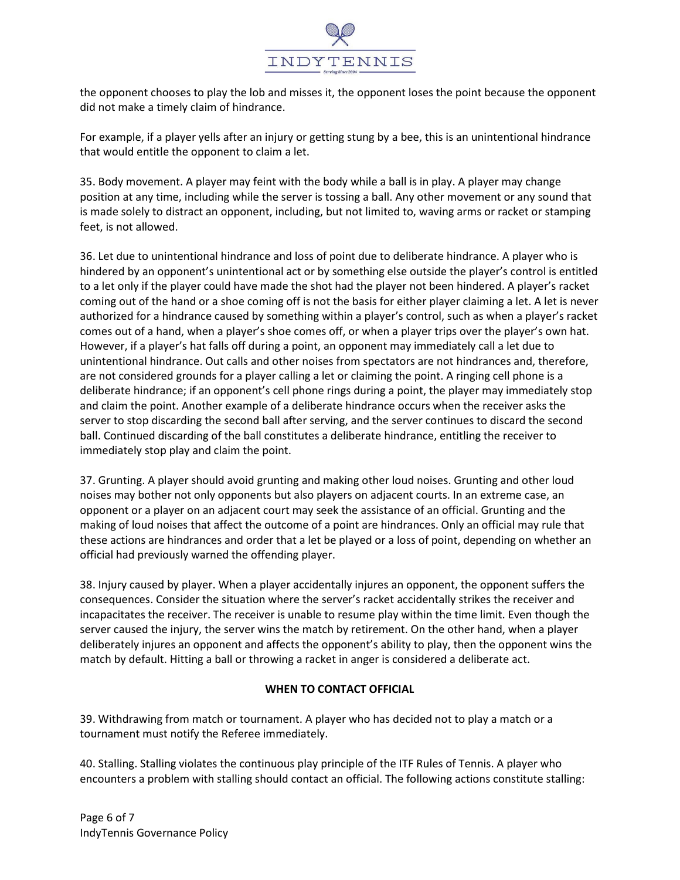the opponent chooses to play the lob and misses it, the opponent loses the point because the opponent did not make a timely claim of hindrance.

For example, if a player yells after an injury or getting stung by a bee, this is an unintentional hindrance that would entitle the opponent to claim a let.

35. Body movement. A player may feint with the body while a ball is in play. A player may change position at any time, including while the server is tossing a ball. Any other movement or any sound that is made solely to distract an opponent, including, but not limited to, waving arms or racket or stamping feet, is not allowed.

36. Let due to unintentional hindrance and loss of point due to deliberate hindrance. A player who is hindered by an opponent's unintentional act or by something else outside the player's control is entitled to a let only if the player could have made the shot had the player not been hindered. A player's racket coming out of the hand or a shoe coming off is not the basis for either player claiming a let. A let is never authorized for a hindrance caused by something within a player's control, such as when a player's racket comes out of a hand, when a player's shoe comes off, or when a player trips over the player's own hat. However, if a player's hat falls off during a point, an opponent may immediately call a let due to unintentional hindrance. Out calls and other noises from spectators are not hindrances and, therefore, are not considered grounds for a player calling a let or claiming the point. A ringing cell phone is a deliberate hindrance; if an opponent's cell phone rings during a point, the player may immediately stop and claim the point. Another example of a deliberate hindrance occurs when the receiver asks the server to stop discarding the second ball after serving, and the server continues to discard the second ball. Continued discarding of the ball constitutes a deliberate hindrance, entitling the receiver to immediately stop play and claim the point.

37. Grunting. A player should avoid grunting and making other loud noises. Grunting and other loud noises may bother not only opponents but also players on adjacent courts. In an extreme case, an opponent or a player on an adjacent court may seek the assistance of an official. Grunting and the making of loud noises that affect the outcome of a point are hindrances. Only an official may rule that these actions are hindrances and order that a let be played or a loss of point, depending on whether an official had previously warned the offending player.

38. Injury caused by player. When a player accidentally injures an opponent, the opponent suffers the consequences. Consider the situation where the server's racket accidentally strikes the receiver and incapacitates the receiver. The receiver is unable to resume play within the time limit. Even though the server caused the injury, the server wins the match by retirement. On the other hand, when a player deliberately injures an opponent and affects the opponent's ability to play, then the opponent wins the match by default. Hitting a ball or throwing a racket in anger is considered a deliberate act.

## WHEN TO CONTACT OFFICIAL

39. Withdrawing from match or tournament. A player who has decided not to play a match or a tournament must notify the Referee immediately.

40. Stalling. Stalling violates the continuous play principle of the ITF Rules of Tennis. A player who encounters a problem with stalling should contact an official. The following actions constitute stalling: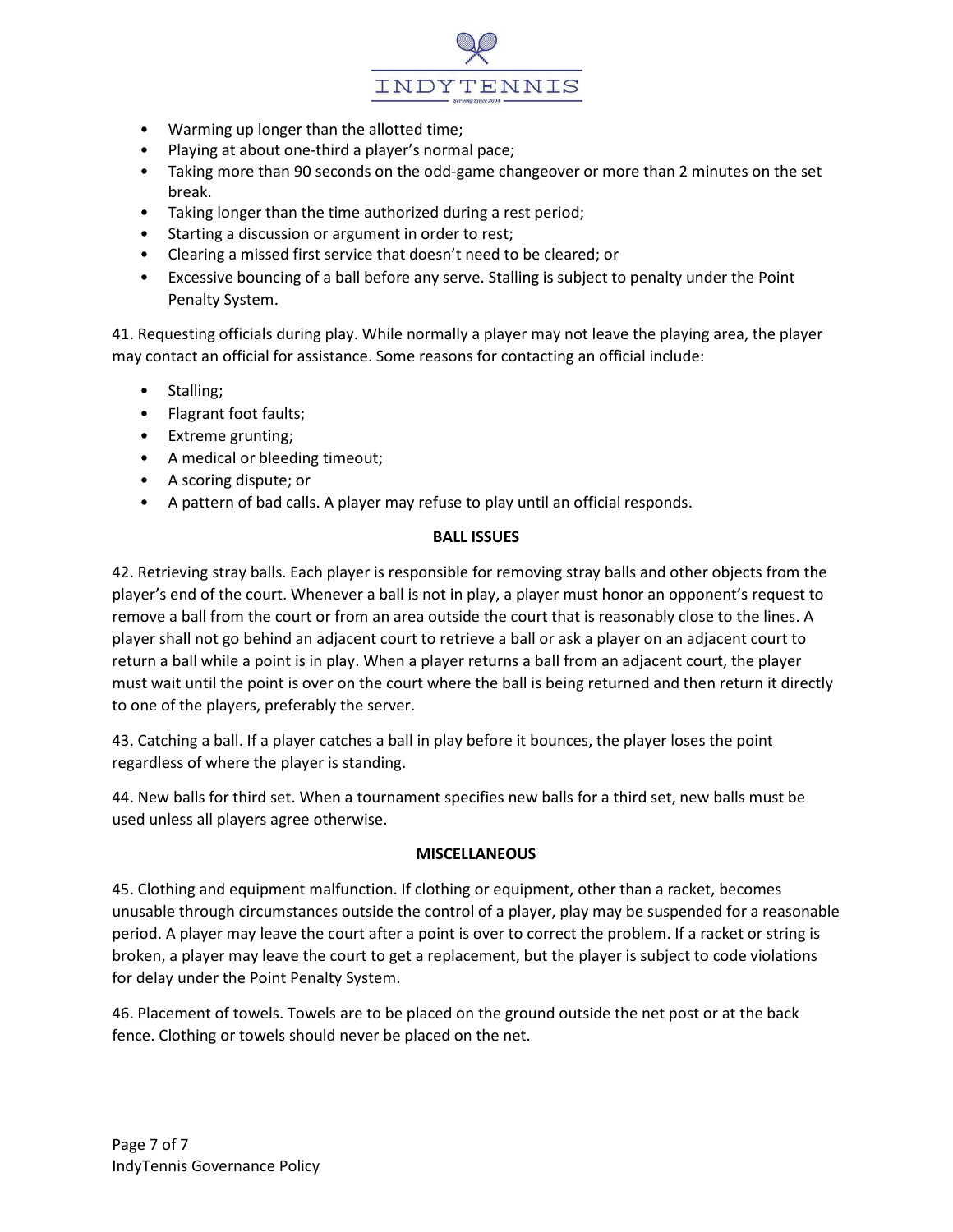- Warming up longer than the allotted time;
- Playing at about one-third a player's normal pace;
- Taking more than 90 seconds on the odd-game changeover or more than 2 minutes on the set break.
- Taking longer than the time authorized during a rest period;
- Starting a discussion or argument in order to rest;
- Clearing a missed first service that doesn't need to be cleared; or
- Excessive bouncing of a ball before any serve. Stalling is subject to penalty under the Point Penalty System.

41. Requesting officials during play. While normally a player may not leave the playing area, the player may contact an official for assistance. Some reasons for contacting an official include:

- Stalling;
- Flagrant foot faults;
- Extreme grunting;
- A medical or bleeding timeout;
- A scoring dispute; or
- A pattern of bad calls. A player may refuse to play until an official responds.

**BALL ISSUES**

42. Retrieving stray balls. Each player is responsible for removing stray balls and other objects from the player's end of the court. Whenever a ball is not in play, a player must honor an opponent's request to remove a ball from the court or from an area outside the court that is reasonably close to the lines. A player shall not go behind an adjacent court to retrieve a ball or ask a player on an adjacent court to return a ball while a point is in play. When a player returns a ball from an adjacent court, the player must wait until the point is over on the court where the ball is being returned and then return it directly to one of the players, preferably the server.

43. Catching a ball. If a player catches a ball in play before it bounces, the player loses the point regardless of where the player is standing.

44. New balls for third set. When a tournament specifies new balls for a third set, new balls must be used unless all players agree otherwise.

**MISCELLANEOUS**

45. Clothing and equipment malfunction. If clothing or equipment, other than a racket, becomes unusable through circumstances outside the control of a player, play may be suspended for a reasonable period. A player may leave the court after a point is over to correct the problem. If a racket or string is broken, a player may leave the court to get a replacement, but the player is subject to code violations for delay under the Point Penalty System.

46. Placement of towels. Towels are to be placed on the ground outside the net post or at the back fence. Clothing or towels should never be placed on the net.